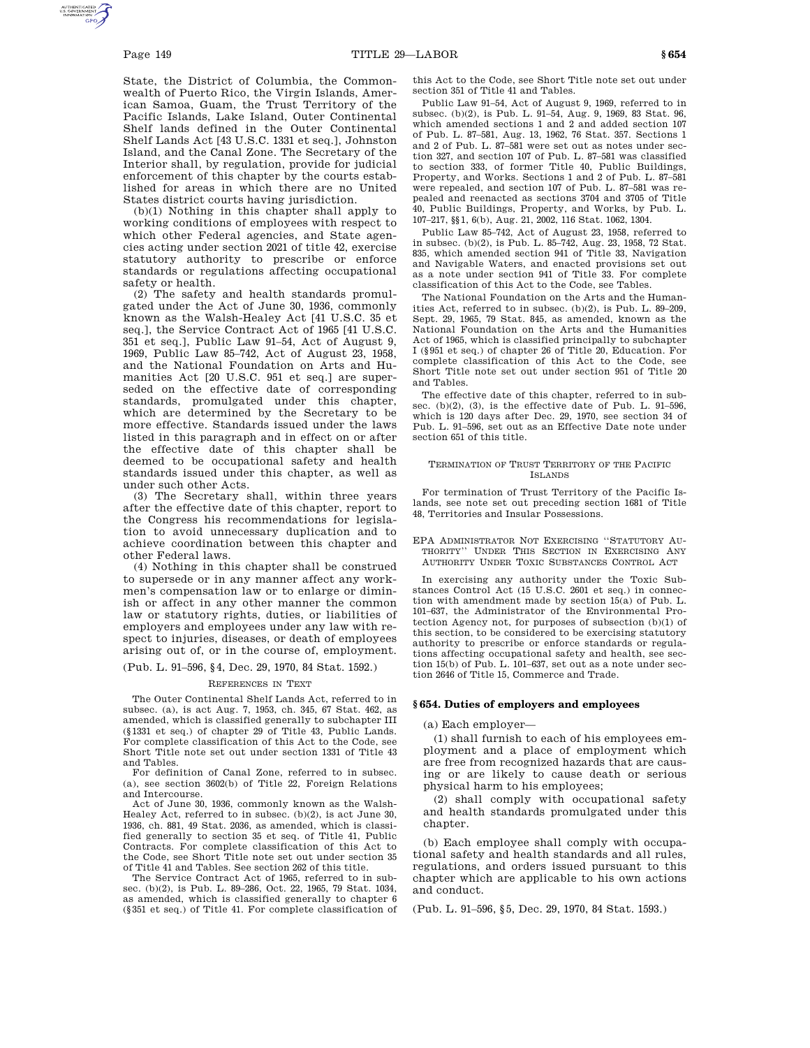State, the District of Columbia, the Commonwealth of Puerto Rico, the Virgin Islands, American Samoa, Guam, the Trust Territory of the Pacific Islands, Lake Island, Outer Continental Shelf lands defined in the Outer Continental Shelf Lands Act [43 U.S.C. 1331 et seq.], Johnston Island, and the Canal Zone. The Secretary of the Interior shall, by regulation, provide for judicial enforcement of this chapter by the courts established for areas in which there are no United States district courts having jurisdiction.

(b)(1) Nothing in this chapter shall apply to working conditions of employees with respect to which other Federal agencies, and State agencies acting under section 2021 of title 42, exercise statutory authority to prescribe or enforce standards or regulations affecting occupational safety or health.

(2) The safety and health standards promulgated under the Act of June 30, 1936, commonly known as the Walsh-Healey Act [41 U.S.C. 35 et seq.], the Service Contract Act of 1965 [41 U.S.C. 351 et seq.], Public Law 91–54, Act of August 9, 1969, Public Law 85–742, Act of August 23, 1958, and the National Foundation on Arts and Humanities Act [20 U.S.C. 951 et seq.] are superseded on the effective date of corresponding standards, promulgated under this chapter, which are determined by the Secretary to be more effective. Standards issued under the laws listed in this paragraph and in effect on or after the effective date of this chapter shall be deemed to be occupational safety and health standards issued under this chapter, as well as under such other Acts.

(3) The Secretary shall, within three years after the effective date of this chapter, report to the Congress his recommendations for legislation to avoid unnecessary duplication and to achieve coordination between this chapter and other Federal laws.

(4) Nothing in this chapter shall be construed to supersede or in any manner affect any workmen's compensation law or to enlarge or diminish or affect in any other manner the common law or statutory rights, duties, or liabilities of employers and employees under any law with respect to injuries, diseases, or death of employees arising out of, or in the course of, employment.

(Pub. L. 91–596, §4, Dec. 29, 1970, 84 Stat. 1592.)

REFERENCES IN TEXT

The Outer Continental Shelf Lands Act, referred to in subsec. (a), is act Aug. 7, 1953, ch. 345, 67 Stat. 462, as amended, which is classified generally to subchapter III (§1331 et seq.) of chapter 29 of Title 43, Public Lands. For complete classification of this Act to the Code, see Short Title note set out under section 1331 of Title 43 and Tables.

For definition of Canal Zone, referred to in subsec. (a), see section 3602(b) of Title 22, Foreign Relations and Intercourse.

Act of June 30, 1936, commonly known as the Walsh-Healey Act, referred to in subsec. (b)(2), is act June 30, 1936, ch. 881, 49 Stat. 2036, as amended, which is classified generally to section 35 et seq. of Title 41, Public Contracts. For complete classification of this Act to the Code, see Short Title note set out under section 35 of Title 41 and Tables. See section 262 of this title.

The Service Contract Act of 1965, referred to in subsec. (b)(2), is Pub. L. 89–286, Oct. 22, 1965, 79 Stat. 1034, as amended, which is classified generally to chapter 6 (§351 et seq.) of Title 41. For complete classification of this Act to the Code, see Short Title note set out under section 351 of Title 41 and Tables.

Public Law 91–54, Act of August 9, 1969, referred to in subsec. (b)(2), is Pub. L. 91–54, Aug. 9, 1969, 83 Stat. 96, which amended sections 1 and 2 and added section 107 of Pub. L. 87–581, Aug. 13, 1962, 76 Stat. 357. Sections 1 and 2 of Pub. L. 87–581 were set out as notes under section 327, and section 107 of Pub. L. 87–581 was classified to section 333, of former Title 40, Public Buildings, Property, and Works. Sections 1 and 2 of Pub. L. 87–581 were repealed, and section 107 of Pub. L. 87–581 was repealed and reenacted as sections 3704 and 3705 of Title 40, Public Buildings, Property, and Works, by Pub. L. 107–217, §§1, 6(b), Aug. 21, 2002, 116 Stat. 1062, 1304.

Public Law 85–742, Act of August 23, 1958, referred to in subsec. (b)(2), is Pub. L. 85–742, Aug. 23, 1958, 72 Stat. 835, which amended section 941 of Title 33, Navigation and Navigable Waters, and enacted provisions set out as a note under section 941 of Title 33. For complete classification of this Act to the Code, see Tables.

The National Foundation on the Arts and the Humanities Act, referred to in subsec. (b)(2), is Pub. L. 89–209, Sept. 29, 1965, 79 Stat. 845, as amended, known as the National Foundation on the Arts and the Humanities Act of 1965, which is classified principally to subchapter I (§951 et seq.) of chapter 26 of Title 20, Education. For complete classification of this Act to the Code, see Short Title note set out under section 951 of Title 20 and Tables.

The effective date of this chapter, referred to in subsec. (b)(2), (3), is the effective date of Pub. L. 91–596, which is 120 days after Dec. 29, 1970, see section 34 of Pub. L. 91–596, set out as an Effective Date note under section 651 of this title.

TERMINATION OF TRUST TERRITORY OF THE PACIFIC ISLANDS

For termination of Trust Territory of the Pacific Islands, see note set out preceding section 1681 of Title 48, Territories and Insular Possessions.

EPA ADMINISTRATOR NOT EXERCISING ''STATUTORY AUTHORITY'' UNDER THIS SECTION IN EXERCISING ANY AUTHORITY UNDER TOXIC SUBSTANCES CONTROL ACT

In exercising any authority under the Toxic Substances Control Act (15 U.S.C. 2601 et seq.) in connection with amendment made by section 15(a) of Pub. L. 101–637, the Administrator of the Environmental Protection Agency not, for purposes of subsection (b)(1) of this section, to be considered to be exercising statutory authority to prescribe or enforce standards or regulations affecting occupational safety and health, see section 15(b) of Pub. L. 101–637, set out as a note under section 2646 of Title 15, Commerce and Trade.

### §654. Duties of employers and employees

(a) Each employer—

(1) shall furnish to each of his employees employment and a place of employment which are free from recognized hazards that are causing or are likely to cause death or serious physical harm to his employees;

(2) shall comply with occupational safety and health standards promulgated under this chapter.

(b) Each employee shall comply with occupational safety and health standards and all rules, regulations, and orders issued pursuant to this chapter which are applicable to his own actions and conduct.

(Pub. L. 91–596, §5, Dec. 29, 1970, 84 Stat. 1593.)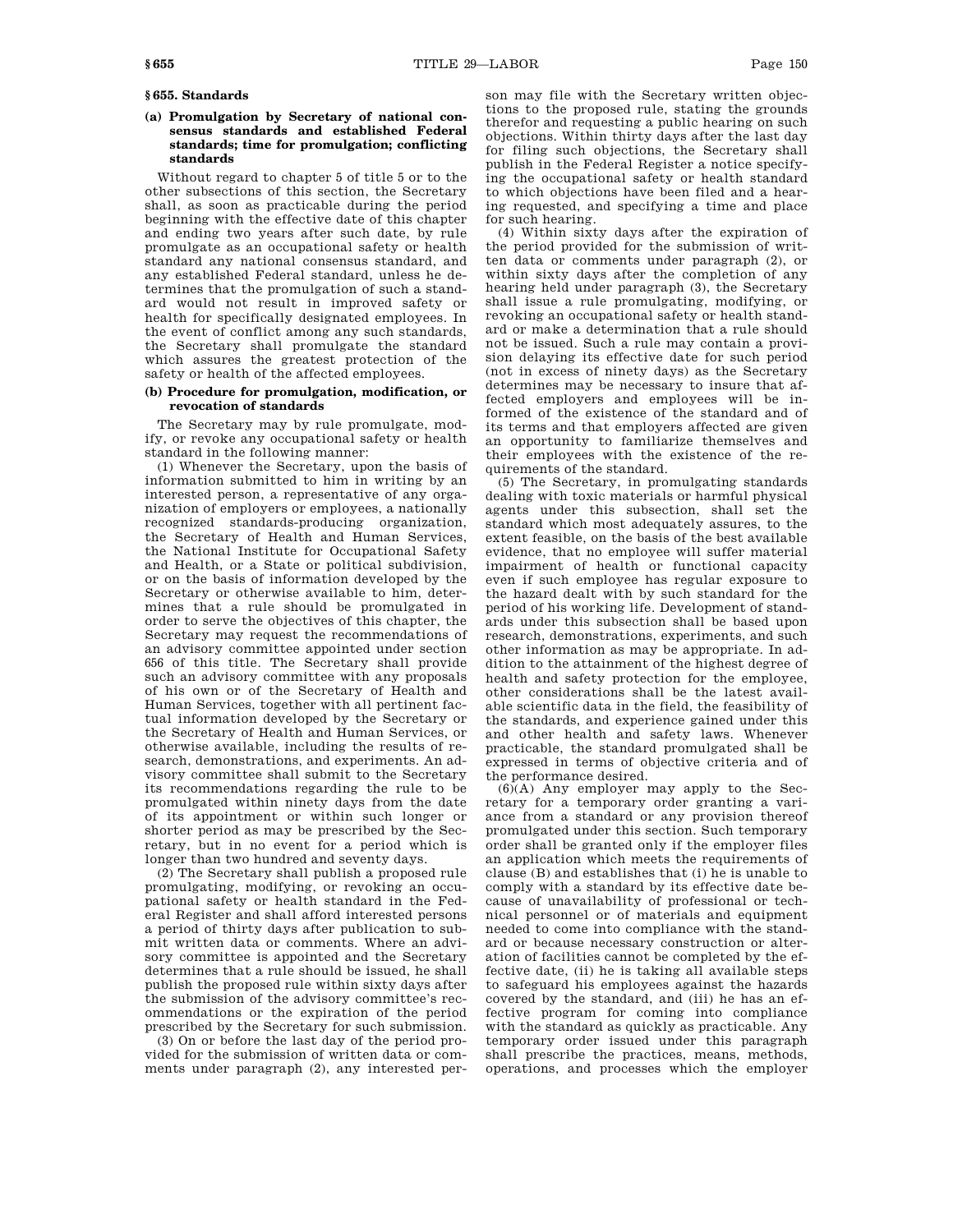## § 655. Standards

### (a) Promulgation by Secretary of national consensus standards and established Federal standards; time for promulgation; conflicting standards

Without regard to chapter 5 of title 5 or to the other subsections of this section, the Secretary shall, as soon as practicable during the period beginning with the effective date of this chapter and ending two years after such date, by rule promulgate as an occupational safety or health standard any national consensus standard, and any established Federal standard, unless he determines that the promulgation of such a standard would not result in improved safety or health for specifically designated employees. In the event of conflict among any such standards, the Secretary shall promulgate the standard which assures the greatest protection of the safety or health of the affected employees.

### (b) Procedure for promulgation, modification, or revocation of standards

The Secretary may by rule promulgate, modify, or revoke any occupational safety or health standard in the following manner:

(1) Whenever the Secretary, upon the basis of information submitted to him in writing by an interested person, a representative of any organization of employers or employees, a nationally recognized standards-producing organization, the Secretary of Health and Human Services, the National Institute for Occupational Safety and Health, or a State or political subdivision, or on the basis of information developed by the Secretary or otherwise available to him, determines that a rule should be promulgated in order to serve the objectives of this chapter, the Secretary may request the recommendations of an advisory committee appointed under section 656 of this title. The Secretary shall provide such an advisory committee with any proposals of his own or of the Secretary of Health and Human Services, together with all pertinent factual information developed by the Secretary or the Secretary of Health and Human Services, or otherwise available, including the results of research, demonstrations, and experiments. An advisory committee shall submit to the Secretary its recommendations regarding the rule to be promulgated within ninety days from the date of its appointment or within such longer or shorter period as may be prescribed by the Secretary, but in no event for a period which is longer than two hundred and seventy days.

(2) The Secretary shall publish a proposed rule promulgating, modifying, or revoking an occupational safety or health standard in the Federal Register and shall afford interested persons a period of thirty days after publication to submit written data or comments. Where an advisory committee is appointed and the Secretary determines that a rule should be issued, he shall publish the proposed rule within sixty days after the submission of the advisory committee's recommendations or the expiration of the period prescribed by the Secretary for such submission.

(3) On or before the last day of the period provided for the submission of written data or comments under paragraph (2), any interested person may file with the Secretary written objections to the proposed rule, stating the grounds therefor and requesting a public hearing on such objections. Within thirty days after the last day for filing such objections, the Secretary shall publish in the Federal Register a notice specifying the occupational safety or health standard to which objections have been filed and a hearing requested, and specifying a time and place for such hearing.

(4) Within sixty days after the expiration of the period provided for the submission of written data or comments under paragraph (2), or within sixty days after the completion of any hearing held under paragraph (3), the Secretary shall issue a rule promulgating, modifying, or revoking an occupational safety or health standard or make a determination that a rule should not be issued. Such a rule may contain a provision delaying its effective date for such period (not in excess of ninety days) as the Secretary determines may be necessary to insure that affected employers and employees will be informed of the existence of the standard and of its terms and that employers affected are given an opportunity to familiarize themselves and their employees with the existence of the requirements of the standard.

(5) The Secretary, in promulgating standards dealing with toxic materials or harmful physical agents under this subsection, shall set the standard which most adequately assures, to the extent feasible, on the basis of the best available evidence, that no employee will suffer material impairment of health or functional capacity even if such employee has regular exposure to the hazard dealt with by such standard for the period of his working life. Development of standards under this subsection shall be based upon research, demonstrations, experiments, and such other information as may be appropriate. In addition to the attainment of the highest degree of health and safety protection for the employee, other considerations shall be the latest available scientific data in the field, the feasibility of the standards, and experience gained under this and other health and safety laws. Whenever practicable, the standard promulgated shall be expressed in terms of objective criteria and of the performance desired.

(6)(A) Any employer may apply to the Secretary for a temporary order granting a variance from a standard or any provision thereof promulgated under this section. Such temporary order shall be granted only if the employer files an application which meets the requirements of clause (B) and establishes that (i) he is unable to comply with a standard by its effective date because of unavailability of professional or technical personnel or of materials and equipment needed to come into compliance with the standard or because necessary construction or alteration of facilities cannot be completed by the effective date, (ii) he is taking all available steps to safeguard his employees against the hazards covered by the standard, and (iii) he has an effective program for coming into compliance with the standard as quickly as practicable. Any temporary order issued under this paragraph shall prescribe the practices, means, methods, operations, and processes which the employer